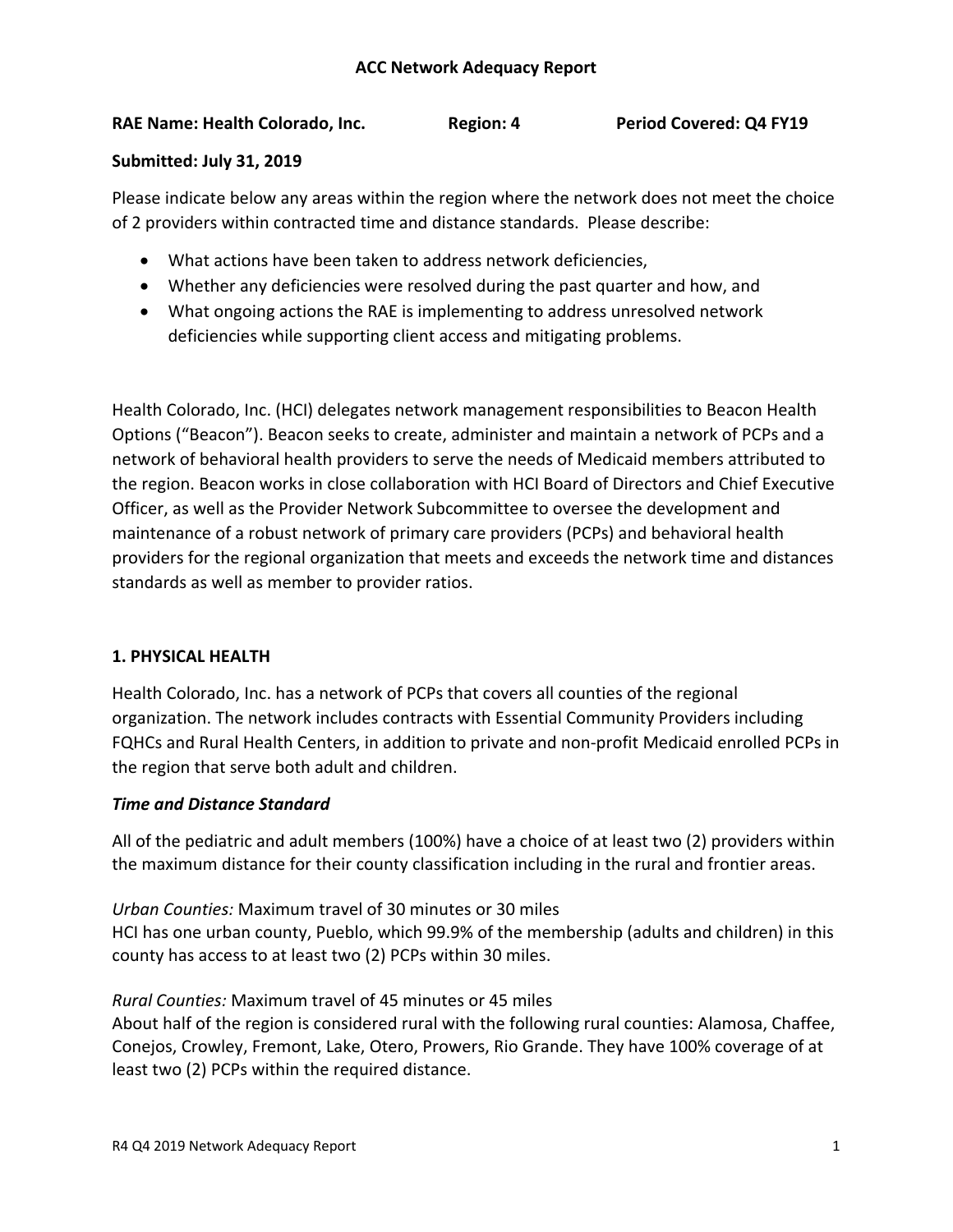# ACC Network Adequacy Report

**RAE Name: Health Colorado, Inc.** **Region: 4** **Period Covered: Q4 FY19**

**Submitted: July 31, 2019**

Please indicate below any areas within the region where the network does not meet the choice of 2 providers within contracted time and distance standards. Please describe:

- What actions have been taken to address network deficiencies,
- Whether any deficiencies were resolved during the past quarter and how, and
- What ongoing actions the RAE is implementing to address unresolved network deficiencies while supporting client access and mitigating problems.

Health Colorado, Inc. (HCI) delegates network management responsibilities to Beacon Health Options ("Beacon"). Beacon seeks to create, administer and maintain a network of PCPs and a network of behavioral health providers to serve the needs of Medicaid members attributed to the region. Beacon works in close collaboration with HCI Board of Directors and Chief Executive Officer, as well as the Provider Network Subcommittee to oversee the development and maintenance of a robust network of primary care providers (PCPs) and behavioral health providers for the regional organization that meets and exceeds the network time and distances standards as well as member to provider ratios.

## 1. PHYSICAL HEALTH

Health Colorado, Inc. has a network of PCPs that covers all counties of the regional organization. The network includes contracts with Essential Community Providers including FQHCs and Rural Health Centers, in addition to private and non-profit Medicaid enrolled PCPs in the region that serve both adult and children.

### *Time and Distance Standard*

All of the pediatric and adult members (100%) have a choice of at least two (2) providers within the maximum distance for their county classification including in the rural and frontier areas.

*Urban Counties:* Maximum travel of 30 minutes or 30 miles
HCI has one urban county, Pueblo, which 99.9% of the membership (adults and children) in this county has access to at least two (2) PCPs within 30 miles.

*Rural Counties:* Maximum travel of 45 minutes or 45 miles
About half of the region is considered rural with the following rural counties: Alamosa, Chaffee, Conejos, Crowley, Fremont, Lake, Otero, Prowers, Rio Grande. They have 100% coverage of at least two (2) PCPs within the required distance.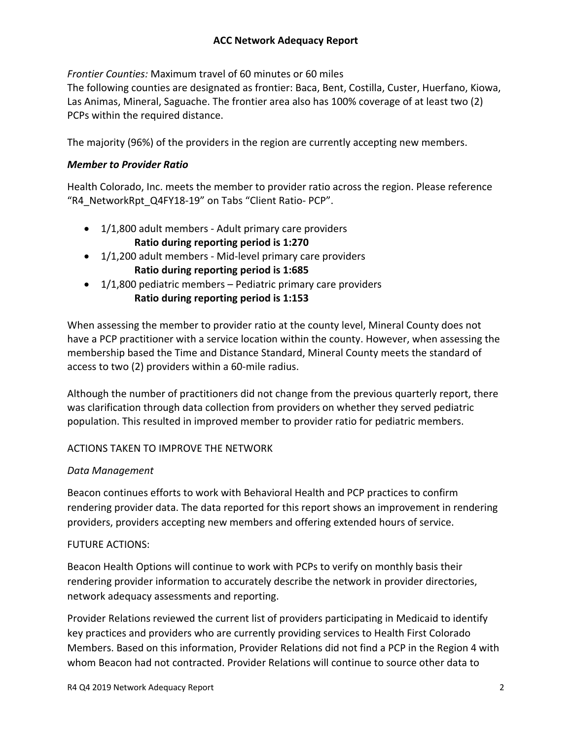*Frontier Counties:* Maximum travel of 60 minutes or 60 miles
The following counties are designated as frontier: Baca, Bent, Costilla, Custer, Huerfano, Kiowa, Las Animas, Mineral, Saguache. The frontier area also has 100% coverage of at least two (2) PCPs within the required distance.

The majority (96%) of the providers in the region are currently accepting new members.

***Member to Provider Ratio***

Health Colorado, Inc. meets the member to provider ratio across the region. Please reference "R4_NetworkRpt_Q4FY18-19" on Tabs "Client Ratio- PCP".

- 1/1,800 adult members - Adult primary care providers
  **Ratio during reporting period is 1:270**
- 1/1,200 adult members - Mid-level primary care providers
  **Ratio during reporting period is 1:685**
- 1/1,800 pediatric members – Pediatric primary care providers
  **Ratio during reporting period is 1:153**

When assessing the member to provider ratio at the county level, Mineral County does not have a PCP practitioner with a service location within the county. However, when assessing the membership based the Time and Distance Standard, Mineral County meets the standard of access to two (2) providers within a 60-mile radius.

Although the number of practitioners did not change from the previous quarterly report, there was clarification through data collection from providers on whether they served pediatric population. This resulted in improved member to provider ratio for pediatric members.

ACTIONS TAKEN TO IMPROVE THE NETWORK

*Data Management*

Beacon continues efforts to work with Behavioral Health and PCP practices to confirm rendering provider data. The data reported for this report shows an improvement in rendering providers, providers accepting new members and offering extended hours of service.

FUTURE ACTIONS:

Beacon Health Options will continue to work with PCPs to verify on monthly basis their rendering provider information to accurately describe the network in provider directories, network adequacy assessments and reporting.

Provider Relations reviewed the current list of providers participating in Medicaid to identify key practices and providers who are currently providing services to Health First Colorado Members. Based on this information, Provider Relations did not find a PCP in the Region 4 with whom Beacon had not contracted. Provider Relations will continue to source other data to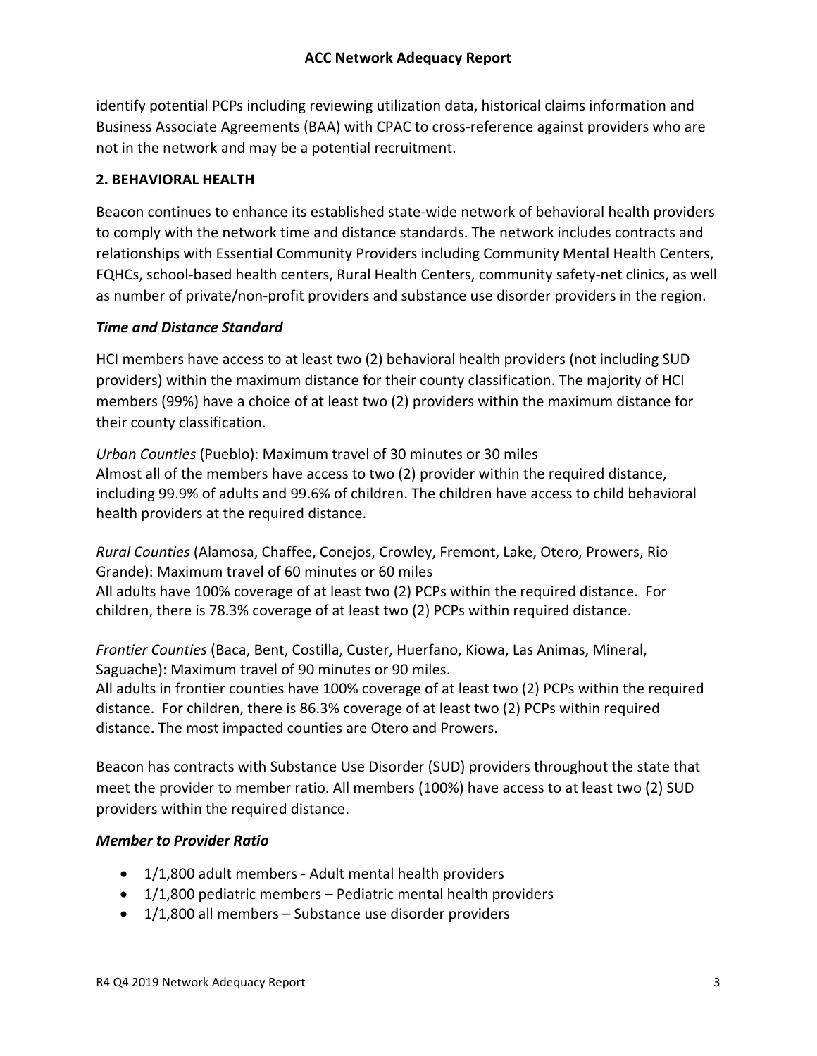identify potential PCPs including reviewing utilization data, historical claims information and Business Associate Agreements (BAA) with CPAC to cross-reference against providers who are not in the network and may be a potential recruitment.

## 2. BEHAVIORAL HEALTH

Beacon continues to enhance its established state-wide network of behavioral health providers to comply with the network time and distance standards. The network includes contracts and relationships with Essential Community Providers including Community Mental Health Centers, FQHCs, school-based health centers, Rural Health Centers, community safety-net clinics, as well as number of private/non-profit providers and substance use disorder providers in the region.

### *Time and Distance Standard*

HCI members have access to at least two (2) behavioral health providers (not including SUD providers) within the maximum distance for their county classification. The majority of HCI members (99%) have a choice of at least two (2) providers within the maximum distance for their county classification.

*Urban Counties* (Pueblo): Maximum travel of 30 minutes or 30 miles
Almost all of the members have access to two (2) provider within the required distance, including 99.9% of adults and 99.6% of children. The children have access to child behavioral health providers at the required distance.

*Rural Counties* (Alamosa, Chaffee, Conejos, Crowley, Fremont, Lake, Otero, Prowers, Rio Grande): Maximum travel of 60 minutes or 60 miles
All adults have 100% coverage of at least two (2) PCPs within the required distance. For children, there is 78.3% coverage of at least two (2) PCPs within required distance.

*Frontier Counties* (Baca, Bent, Costilla, Custer, Huerfano, Kiowa, Las Animas, Mineral, Saguache): Maximum travel of 90 minutes or 90 miles.
All adults in frontier counties have 100% coverage of at least two (2) PCPs within the required distance. For children, there is 86.3% coverage of at least two (2) PCPs within required distance. The most impacted counties are Otero and Prowers.

Beacon has contracts with Substance Use Disorder (SUD) providers throughout the state that meet the provider to member ratio. All members (100%) have access to at least two (2) SUD providers within the required distance.

### *Member to Provider Ratio*

- 1/1,800 adult members - Adult mental health providers
- 1/1,800 pediatric members – Pediatric mental health providers
- 1/1,800 all members – Substance use disorder providers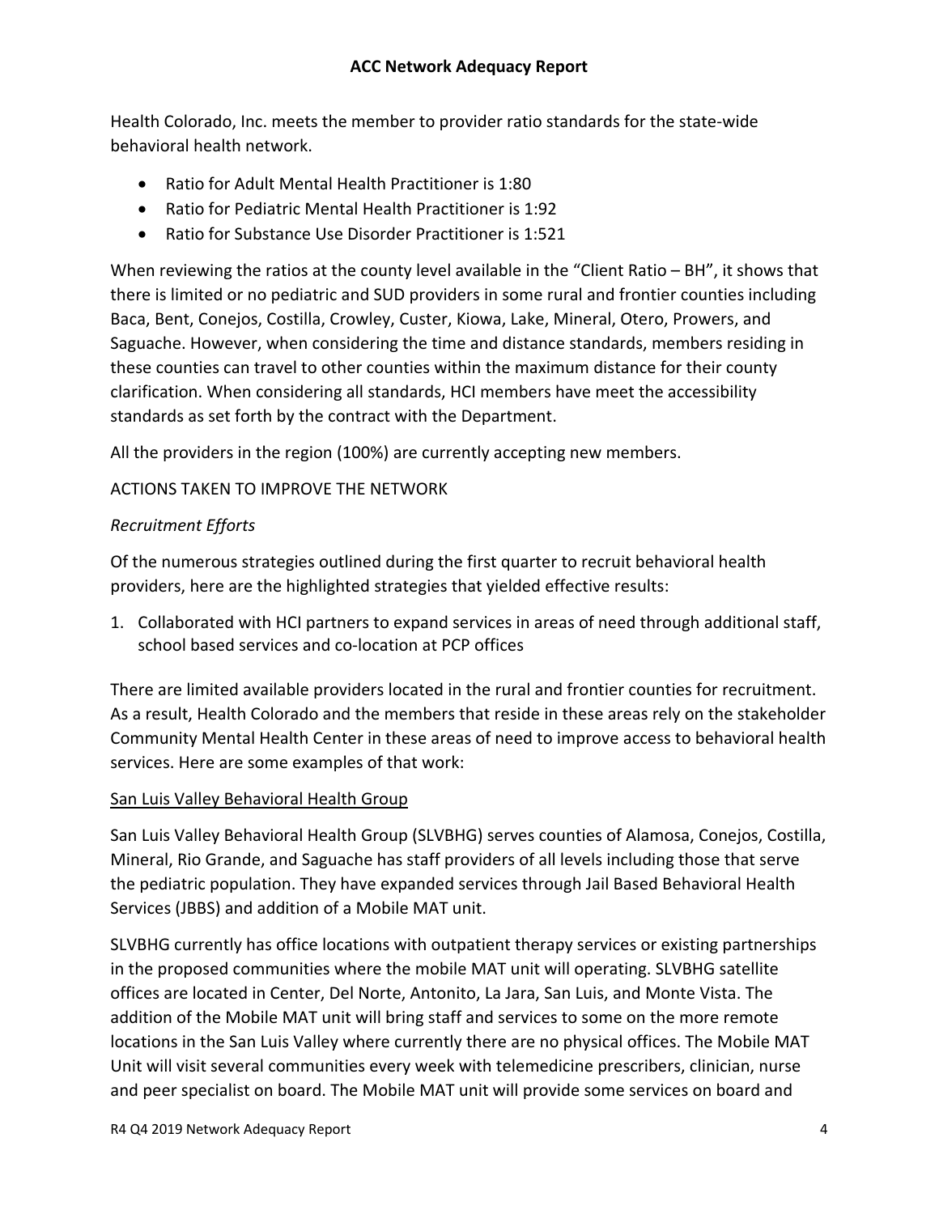Health Colorado, Inc. meets the member to provider ratio standards for the state-wide behavioral health network.

- Ratio for Adult Mental Health Practitioner is 1:80
- Ratio for Pediatric Mental Health Practitioner is 1:92
- Ratio for Substance Use Disorder Practitioner is 1:521

When reviewing the ratios at the county level available in the "Client Ratio – BH", it shows that there is limited or no pediatric and SUD providers in some rural and frontier counties including Baca, Bent, Conejos, Costilla, Crowley, Custer, Kiowa, Lake, Mineral, Otero, Prowers, and Saguache. However, when considering the time and distance standards, members residing in these counties can travel to other counties within the maximum distance for their county clarification. When considering all standards, HCI members have meet the accessibility standards as set forth by the contract with the Department.

All the providers in the region (100%) are currently accepting new members.

ACTIONS TAKEN TO IMPROVE THE NETWORK

*Recruitment Efforts*

Of the numerous strategies outlined during the first quarter to recruit behavioral health providers, here are the highlighted strategies that yielded effective results:

1. Collaborated with HCI partners to expand services in areas of need through additional staff, school based services and co-location at PCP offices

There are limited available providers located in the rural and frontier counties for recruitment. As a result, Health Colorado and the members that reside in these areas rely on the stakeholder Community Mental Health Center in these areas of need to improve access to behavioral health services. Here are some examples of that work:

<u>San Luis Valley Behavioral Health Group</u>

San Luis Valley Behavioral Health Group (SLVBHG) serves counties of Alamosa, Conejos, Costilla, Mineral, Rio Grande, and Saguache has staff providers of all levels including those that serve the pediatric population. They have expanded services through Jail Based Behavioral Health Services (JBBS) and addition of a Mobile MAT unit.

SLVBHG currently has office locations with outpatient therapy services or existing partnerships in the proposed communities where the mobile MAT unit will operating. SLVBHG satellite offices are located in Center, Del Norte, Antonito, La Jara, San Luis, and Monte Vista. The addition of the Mobile MAT unit will bring staff and services to some on the more remote locations in the San Luis Valley where currently there are no physical offices. The Mobile MAT Unit will visit several communities every week with telemedicine prescribers, clinician, nurse and peer specialist on board. The Mobile MAT unit will provide some services on board and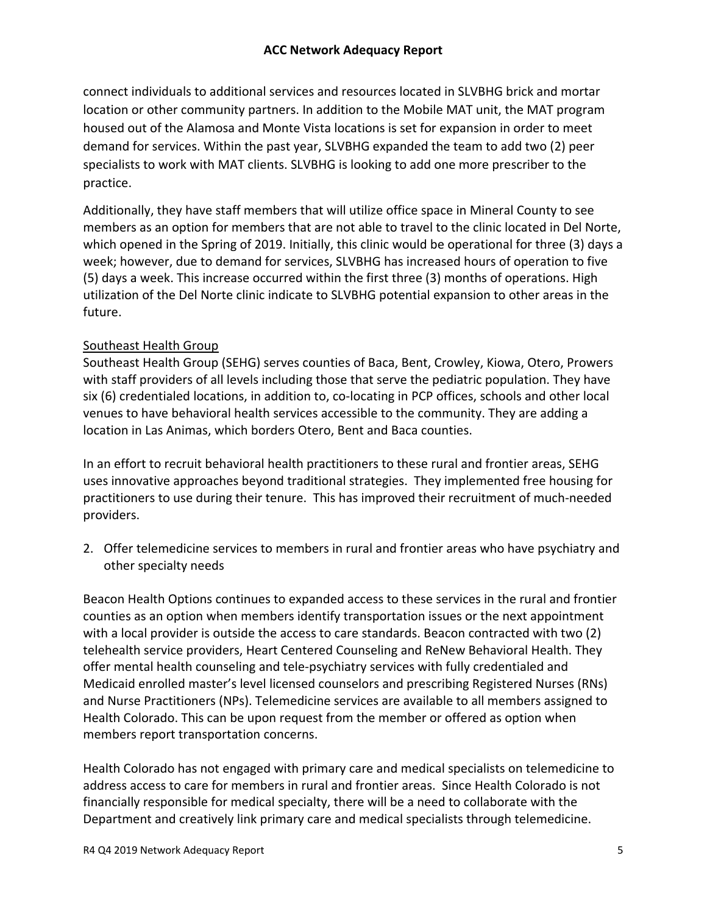connect individuals to additional services and resources located in SLVBHG brick and mortar location or other community partners. In addition to the Mobile MAT unit, the MAT program housed out of the Alamosa and Monte Vista locations is set for expansion in order to meet demand for services. Within the past year, SLVBHG expanded the team to add two (2) peer specialists to work with MAT clients. SLVBHG is looking to add one more prescriber to the practice.

Additionally, they have staff members that will utilize office space in Mineral County to see members as an option for members that are not able to travel to the clinic located in Del Norte, which opened in the Spring of 2019. Initially, this clinic would be operational for three (3) days a week; however, due to demand for services, SLVBHG has increased hours of operation to five (5) days a week. This increase occurred within the first three (3) months of operations. High utilization of the Del Norte clinic indicate to SLVBHG potential expansion to other areas in the future.

<u>Southeast Health Group</u>

Southeast Health Group (SEHG) serves counties of Baca, Bent, Crowley, Kiowa, Otero, Prowers with staff providers of all levels including those that serve the pediatric population. They have six (6) credentialed locations, in addition to, co-locating in PCP offices, schools and other local venues to have behavioral health services accessible to the community. They are adding a location in Las Animas, which borders Otero, Bent and Baca counties.

In an effort to recruit behavioral health practitioners to these rural and frontier areas, SEHG uses innovative approaches beyond traditional strategies. They implemented free housing for practitioners to use during their tenure. This has improved their recruitment of much-needed providers.

2. Offer telemedicine services to members in rural and frontier areas who have psychiatry and other specialty needs

Beacon Health Options continues to expanded access to these services in the rural and frontier counties as an option when members identify transportation issues or the next appointment with a local provider is outside the access to care standards. Beacon contracted with two (2) telehealth service providers, Heart Centered Counseling and ReNew Behavioral Health. They offer mental health counseling and tele-psychiatry services with fully credentialed and Medicaid enrolled master's level licensed counselors and prescribing Registered Nurses (RNs) and Nurse Practitioners (NPs). Telemedicine services are available to all members assigned to Health Colorado. This can be upon request from the member or offered as option when members report transportation concerns.

Health Colorado has not engaged with primary care and medical specialists on telemedicine to address access to care for members in rural and frontier areas. Since Health Colorado is not financially responsible for medical specialty, there will be a need to collaborate with the Department and creatively link primary care and medical specialists through telemedicine.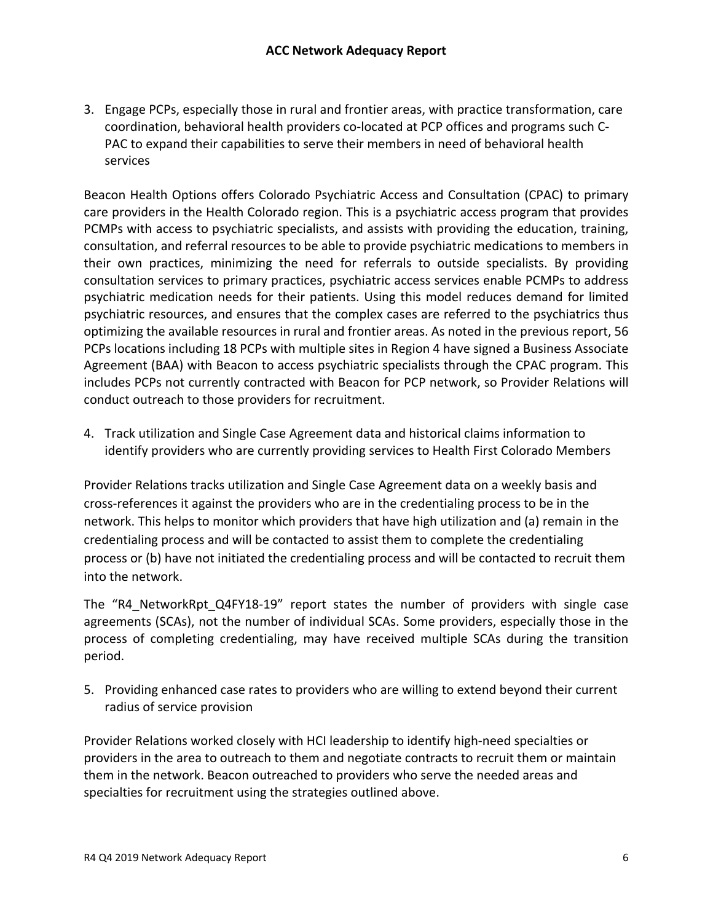3. Engage PCPs, especially those in rural and frontier areas, with practice transformation, care coordination, behavioral health providers co-located at PCP offices and programs such C-PAC to expand their capabilities to serve their members in need of behavioral health services

Beacon Health Options offers Colorado Psychiatric Access and Consultation (CPAC) to primary care providers in the Health Colorado region. This is a psychiatric access program that provides PCMPs with access to psychiatric specialists, and assists with providing the education, training, consultation, and referral resources to be able to provide psychiatric medications to members in their own practices, minimizing the need for referrals to outside specialists. By providing consultation services to primary practices, psychiatric access services enable PCMPs to address psychiatric medication needs for their patients. Using this model reduces demand for limited psychiatric resources, and ensures that the complex cases are referred to the psychiatrics thus optimizing the available resources in rural and frontier areas. As noted in the previous report, 56 PCPs locations including 18 PCPs with multiple sites in Region 4 have signed a Business Associate Agreement (BAA) with Beacon to access psychiatric specialists through the CPAC program. This includes PCPs not currently contracted with Beacon for PCP network, so Provider Relations will conduct outreach to those providers for recruitment.

4. Track utilization and Single Case Agreement data and historical claims information to identify providers who are currently providing services to Health First Colorado Members

Provider Relations tracks utilization and Single Case Agreement data on a weekly basis and cross-references it against the providers who are in the credentialing process to be in the network. This helps to monitor which providers that have high utilization and (a) remain in the credentialing process and will be contacted to assist them to complete the credentialing process or (b) have not initiated the credentialing process and will be contacted to recruit them into the network.

The "R4_NetworkRpt_Q4FY18-19" report states the number of providers with single case agreements (SCAs), not the number of individual SCAs. Some providers, especially those in the process of completing credentialing, may have received multiple SCAs during the transition period.

5. Providing enhanced case rates to providers who are willing to extend beyond their current radius of service provision

Provider Relations worked closely with HCI leadership to identify high-need specialties or providers in the area to outreach to them and negotiate contracts to recruit them or maintain them in the network. Beacon outreached to providers who serve the needed areas and specialties for recruitment using the strategies outlined above.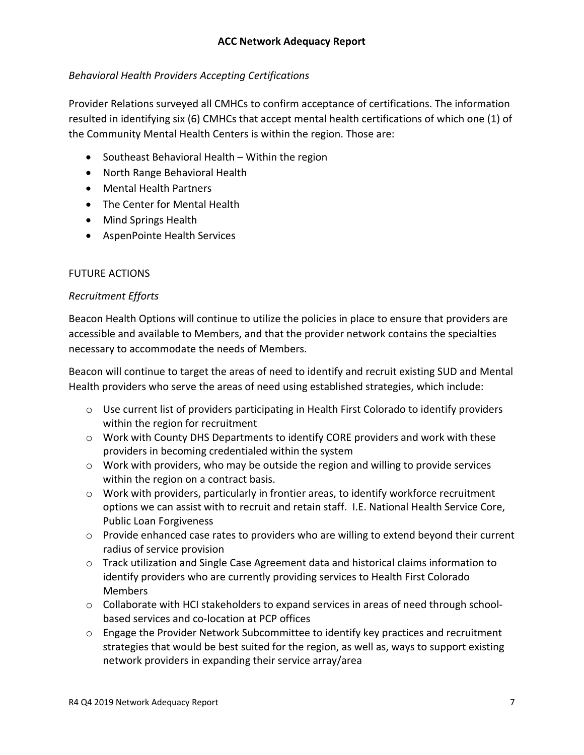*Behavioral Health Providers Accepting Certifications*

Provider Relations surveyed all CMHCs to confirm acceptance of certifications. The information resulted in identifying six (6) CMHCs that accept mental health certifications of which one (1) of the Community Mental Health Centers is within the region. Those are:

- Southeast Behavioral Health – Within the region
- North Range Behavioral Health
- Mental Health Partners
- The Center for Mental Health
- Mind Springs Health
- AspenPointe Health Services

FUTURE ACTIONS

*Recruitment Efforts*

Beacon Health Options will continue to utilize the policies in place to ensure that providers are accessible and available to Members, and that the provider network contains the specialties necessary to accommodate the needs of Members.

Beacon will continue to target the areas of need to identify and recruit existing SUD and Mental Health providers who serve the areas of need using established strategies, which include:

- Use current list of providers participating in Health First Colorado to identify providers within the region for recruitment
- Work with County DHS Departments to identify CORE providers and work with these providers in becoming credentialed within the system
- Work with providers, who may be outside the region and willing to provide services within the region on a contract basis.
- Work with providers, particularly in frontier areas, to identify workforce recruitment options we can assist with to recruit and retain staff. I.E. National Health Service Core, Public Loan Forgiveness
- Provide enhanced case rates to providers who are willing to extend beyond their current radius of service provision
- Track utilization and Single Case Agreement data and historical claims information to identify providers who are currently providing services to Health First Colorado Members
- Collaborate with HCI stakeholders to expand services in areas of need through school-based services and co-location at PCP offices
- Engage the Provider Network Subcommittee to identify key practices and recruitment strategies that would be best suited for the region, as well as, ways to support existing network providers in expanding their service array/area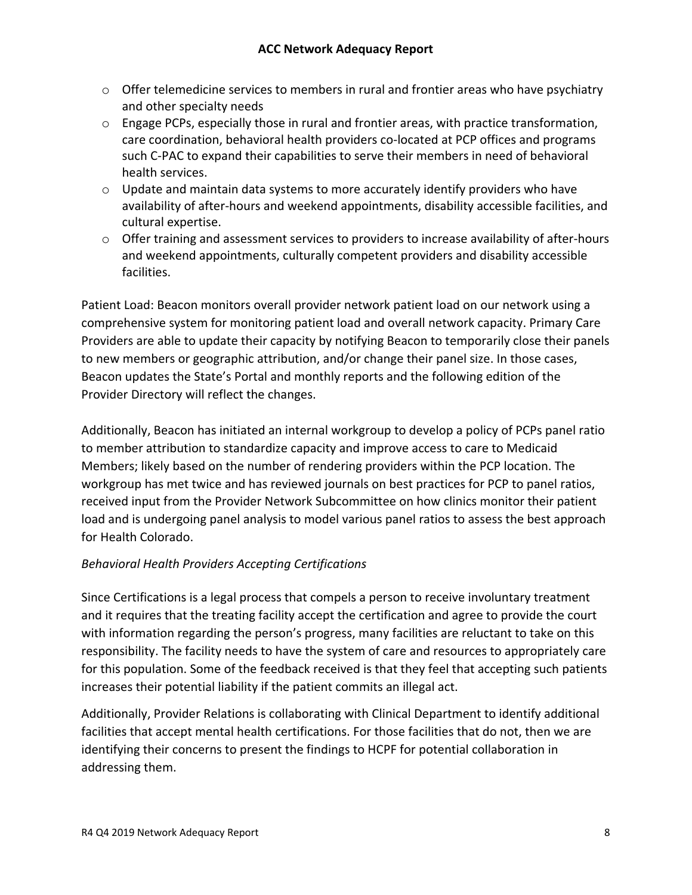- Offer telemedicine services to members in rural and frontier areas who have psychiatry and other specialty needs
- Engage PCPs, especially those in rural and frontier areas, with practice transformation, care coordination, behavioral health providers co-located at PCP offices and programs such C-PAC to expand their capabilities to serve their members in need of behavioral health services.
- Update and maintain data systems to more accurately identify providers who have availability of after-hours and weekend appointments, disability accessible facilities, and cultural expertise.
- Offer training and assessment services to providers to increase availability of after-hours and weekend appointments, culturally competent providers and disability accessible facilities.

Patient Load: Beacon monitors overall provider network patient load on our network using a comprehensive system for monitoring patient load and overall network capacity. Primary Care Providers are able to update their capacity by notifying Beacon to temporarily close their panels to new members or geographic attribution, and/or change their panel size. In those cases, Beacon updates the State's Portal and monthly reports and the following edition of the Provider Directory will reflect the changes.

Additionally, Beacon has initiated an internal workgroup to develop a policy of PCPs panel ratio to member attribution to standardize capacity and improve access to care to Medicaid Members; likely based on the number of rendering providers within the PCP location. The workgroup has met twice and has reviewed journals on best practices for PCP to panel ratios, received input from the Provider Network Subcommittee on how clinics monitor their patient load and is undergoing panel analysis to model various panel ratios to assess the best approach for Health Colorado.

*Behavioral Health Providers Accepting Certifications*

Since Certifications is a legal process that compels a person to receive involuntary treatment and it requires that the treating facility accept the certification and agree to provide the court with information regarding the person's progress, many facilities are reluctant to take on this responsibility. The facility needs to have the system of care and resources to appropriately care for this population. Some of the feedback received is that they feel that accepting such patients increases their potential liability if the patient commits an illegal act.

Additionally, Provider Relations is collaborating with Clinical Department to identify additional facilities that accept mental health certifications. For those facilities that do not, then we are identifying their concerns to present the findings to HCPF for potential collaboration in addressing them.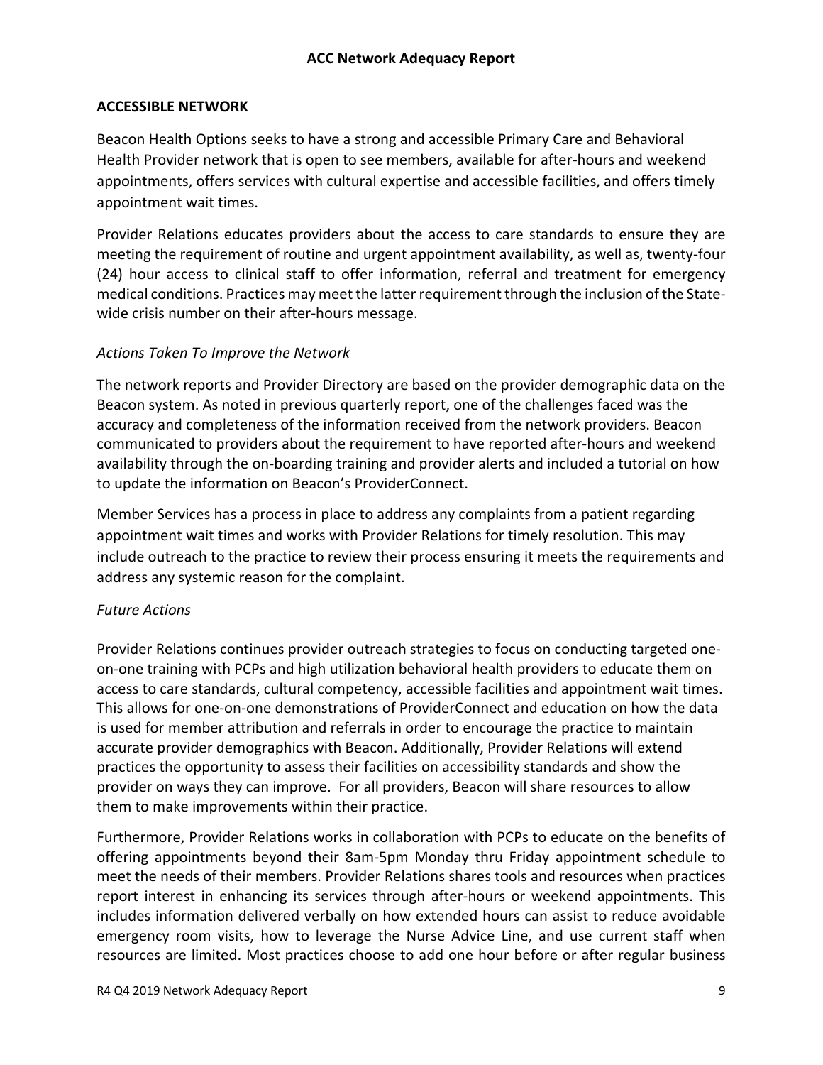## ACCESSIBLE NETWORK

Beacon Health Options seeks to have a strong and accessible Primary Care and Behavioral Health Provider network that is open to see members, available for after-hours and weekend appointments, offers services with cultural expertise and accessible facilities, and offers timely appointment wait times.

Provider Relations educates providers about the access to care standards to ensure they are meeting the requirement of routine and urgent appointment availability, as well as, twenty-four (24) hour access to clinical staff to offer information, referral and treatment for emergency medical conditions. Practices may meet the latter requirement through the inclusion of the State-wide crisis number on their after-hours message.

### *Actions Taken To Improve the Network*

The network reports and Provider Directory are based on the provider demographic data on the Beacon system. As noted in previous quarterly report, one of the challenges faced was the accuracy and completeness of the information received from the network providers. Beacon communicated to providers about the requirement to have reported after-hours and weekend availability through the on-boarding training and provider alerts and included a tutorial on how to update the information on Beacon's ProviderConnect.

Member Services has a process in place to address any complaints from a patient regarding appointment wait times and works with Provider Relations for timely resolution. This may include outreach to the practice to review their process ensuring it meets the requirements and address any systemic reason for the complaint.

### *Future Actions*

Provider Relations continues provider outreach strategies to focus on conducting targeted one-on-one training with PCPs and high utilization behavioral health providers to educate them on access to care standards, cultural competency, accessible facilities and appointment wait times. This allows for one-on-one demonstrations of ProviderConnect and education on how the data is used for member attribution and referrals in order to encourage the practice to maintain accurate provider demographics with Beacon. Additionally, Provider Relations will extend practices the opportunity to assess their facilities on accessibility standards and show the provider on ways they can improve. For all providers, Beacon will share resources to allow them to make improvements within their practice.

Furthermore, Provider Relations works in collaboration with PCPs to educate on the benefits of offering appointments beyond their 8am-5pm Monday thru Friday appointment schedule to meet the needs of their members. Provider Relations shares tools and resources when practices report interest in enhancing its services through after-hours or weekend appointments. This includes information delivered verbally on how extended hours can assist to reduce avoidable emergency room visits, how to leverage the Nurse Advice Line, and use current staff when resources are limited. Most practices choose to add one hour before or after regular business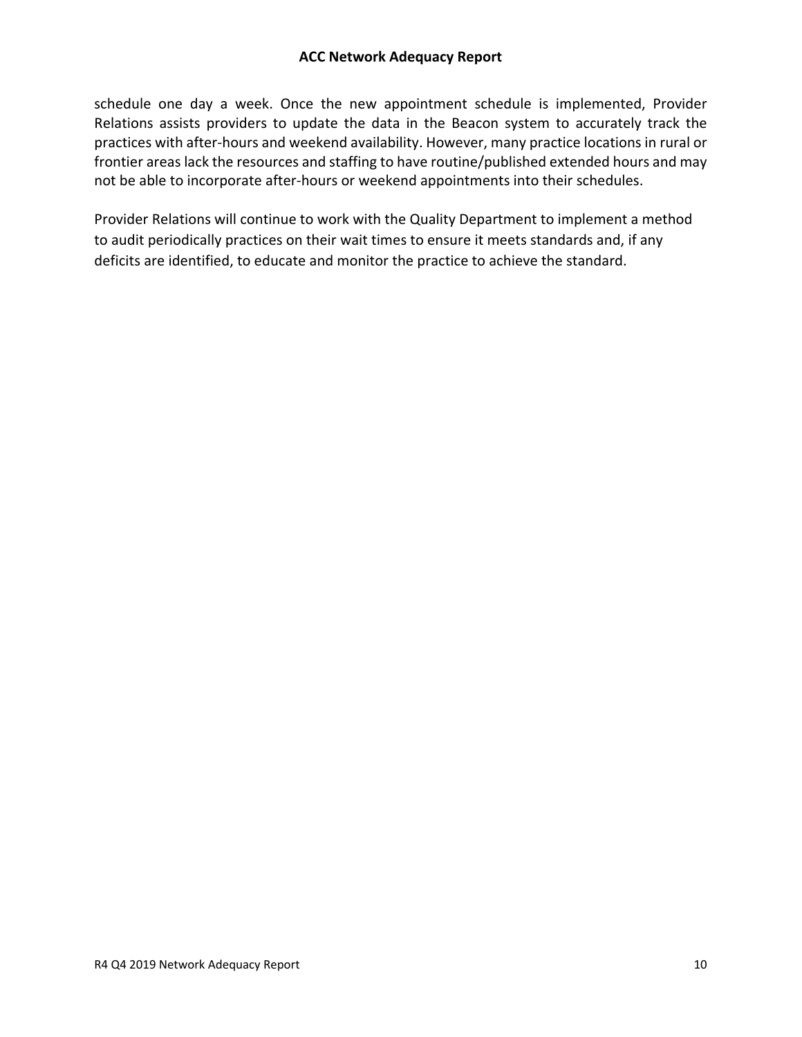schedule one day a week. Once the new appointment schedule is implemented, Provider Relations assists providers to update the data in the Beacon system to accurately track the practices with after-hours and weekend availability. However, many practice locations in rural or frontier areas lack the resources and staffing to have routine/published extended hours and may not be able to incorporate after-hours or weekend appointments into their schedules.

Provider Relations will continue to work with the Quality Department to implement a method to audit periodically practices on their wait times to ensure it meets standards and, if any deficits are identified, to educate and monitor the practice to achieve the standard.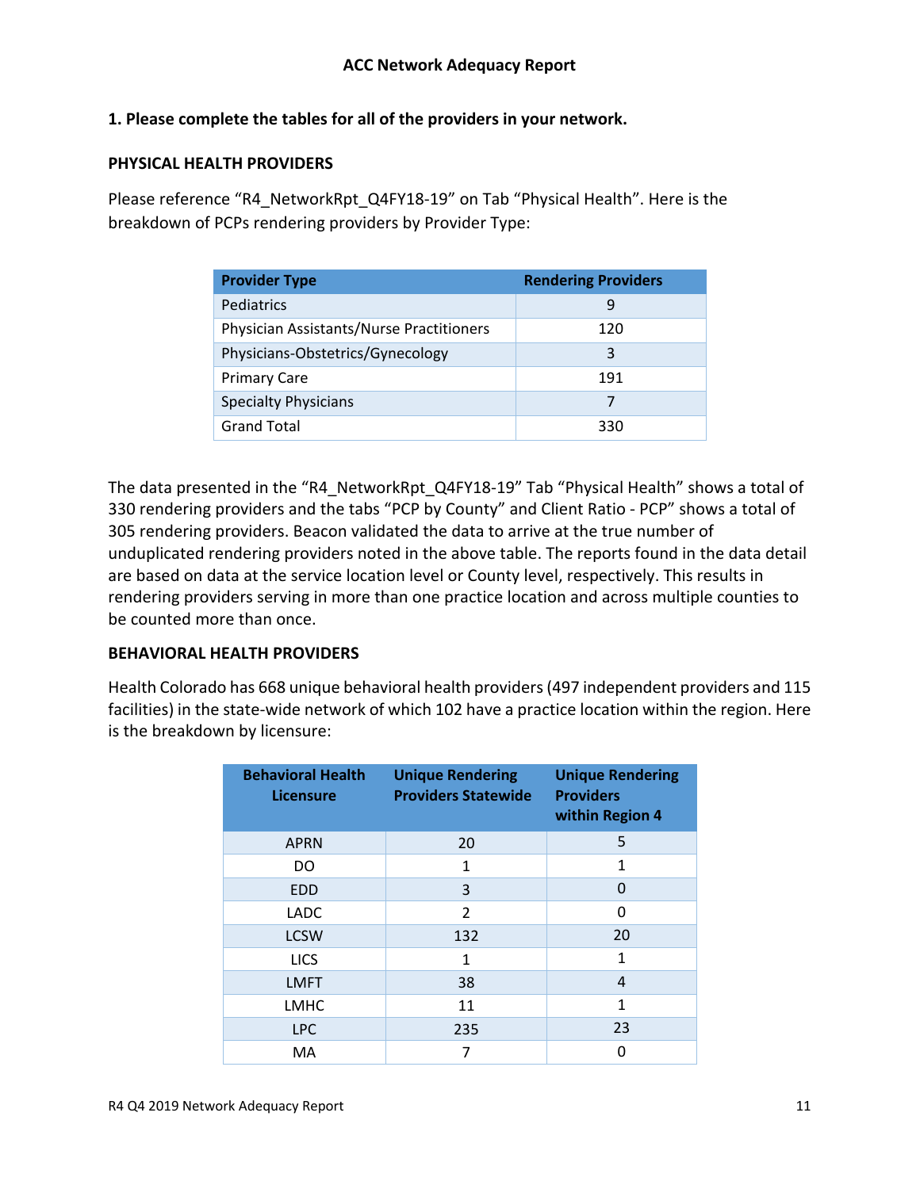## ACC Network Adequacy Report

### 1. Please complete the tables for all of the providers in your network.

#### PHYSICAL HEALTH PROVIDERS

Please reference “R4_NetworkRpt_Q4FY18-19” on Tab “Physical Health”. Here is the breakdown of PCPs rendering providers by Provider Type:

| Provider Type | Rendering Providers |
|---|---|
| Pediatrics | 9 |
| Physician Assistants/Nurse Practitioners | 120 |
| Physicians-Obstetrics/Gynecology | 3 |
| Primary Care | 191 |
| Specialty Physicians | 7 |
| Grand Total | 330 |

The data presented in the “R4_NetworkRpt_Q4FY18-19” Tab “Physical Health” shows a total of 330 rendering providers and the tabs “PCP by County” and Client Ratio - PCP” shows a total of 305 rendering providers. Beacon validated the data to arrive at the true number of unduplicated rendering providers noted in the above table. The reports found in the data detail are based on data at the service location level or County level, respectively. This results in rendering providers serving in more than one practice location and across multiple counties to be counted more than once.

#### BEHAVIORAL HEALTH PROVIDERS

Health Colorado has 668 unique behavioral health providers (497 independent providers and 115 facilities) in the state-wide network of which 102 have a practice location within the region. Here is the breakdown by licensure:

| Behavioral Health Licensure | Unique Rendering Providers Statewide | Unique Rendering Providers within Region 4 |
|---|---|---|
| APRN | 20 | 5 |
| DO | 1 | 1 |
| EDD | 3 | 0 |
| LADC | 2 | 0 |
| LCSW | 132 | 20 |
| LICS | 1 | 1 |
| LMFT | 38 | 4 |
| LMHC | 11 | 1 |
| LPC | 235 | 23 |
| MA | 7 | 0 |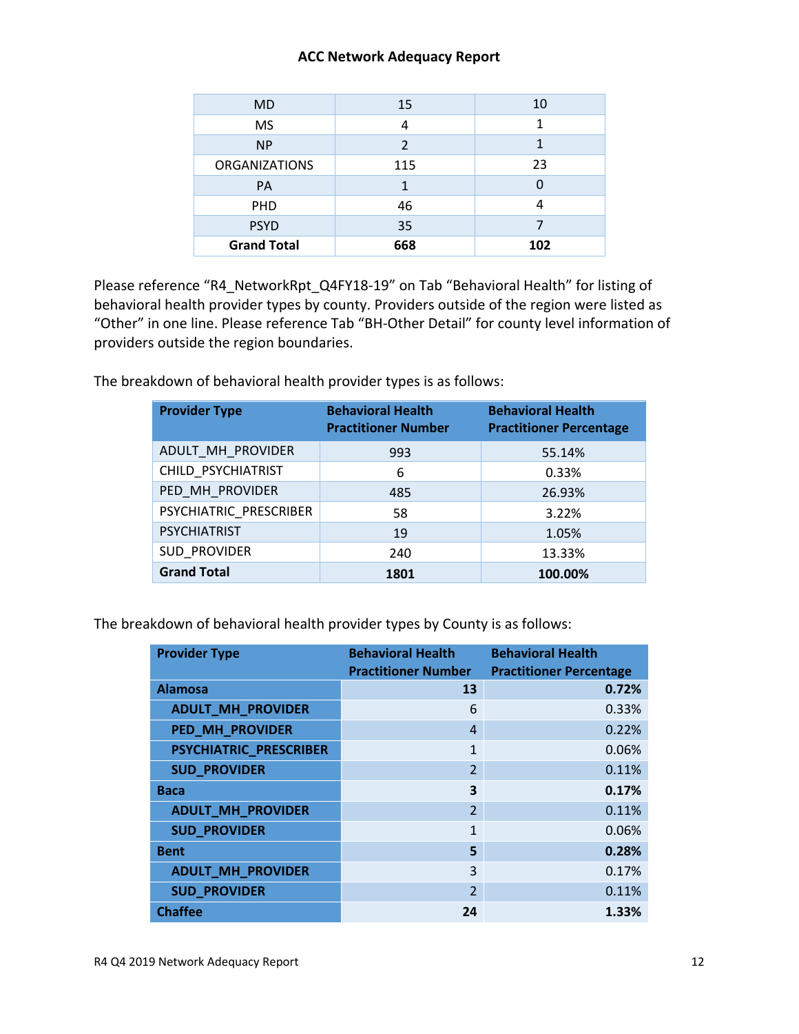| MD | 15 | 10 |
|---|---|---|
| MS | 4 | 1 |
| NP | 2 | 1 |
| ORGANIZATIONS | 115 | 23 |
| PA | 1 | 0 |
| PHD | 46 | 4 |
| PSYD | 35 | 7 |
| **Grand Total** | **668** | **102** |

Please reference "R4_NetworkRpt_Q4FY18-19" on Tab "Behavioral Health" for listing of behavioral health provider types by county. Providers outside of the region were listed as "Other" in one line. Please reference Tab "BH-Other Detail" for county level information of providers outside the region boundaries.

The breakdown of behavioral health provider types is as follows:

| Provider Type | Behavioral Health Practitioner Number | Behavioral Health Practitioner Percentage |
|---|---|---|
| ADULT_MH_PROVIDER | 993 | 55.14% |
| CHILD_PSYCHIATRIST | 6 | 0.33% |
| PED_MH_PROVIDER | 485 | 26.93% |
| PSYCHIATRIC_PRESCRIBER | 58 | 3.22% |
| PSYCHIATRIST | 19 | 1.05% |
| SUD_PROVIDER | 240 | 13.33% |
| **Grand Total** | **1801** | **100.00%** |

The breakdown of behavioral health provider types by County is as follows:

| Provider Type | Behavioral Health Practitioner Number | Behavioral Health Practitioner Percentage |
|---|---|---|
| **Alamosa** | **13** | **0.72%** |
| **ADULT_MH_PROVIDER** | 6 | 0.33% |
| **PED_MH_PROVIDER** | 4 | 0.22% |
| **PSYCHIATRIC_PRESCRIBER** | 1 | 0.06% |
| **SUD_PROVIDER** | 2 | 0.11% |
| **Baca** | **3** | **0.17%** |
| **ADULT_MH_PROVIDER** | 2 | 0.11% |
| **SUD_PROVIDER** | 1 | 0.06% |
| **Bent** | **5** | **0.28%** |
| **ADULT_MH_PROVIDER** | 3 | 0.17% |
| **SUD_PROVIDER** | 2 | 0.11% |
| **Chaffee** | **24** | **1.33%** |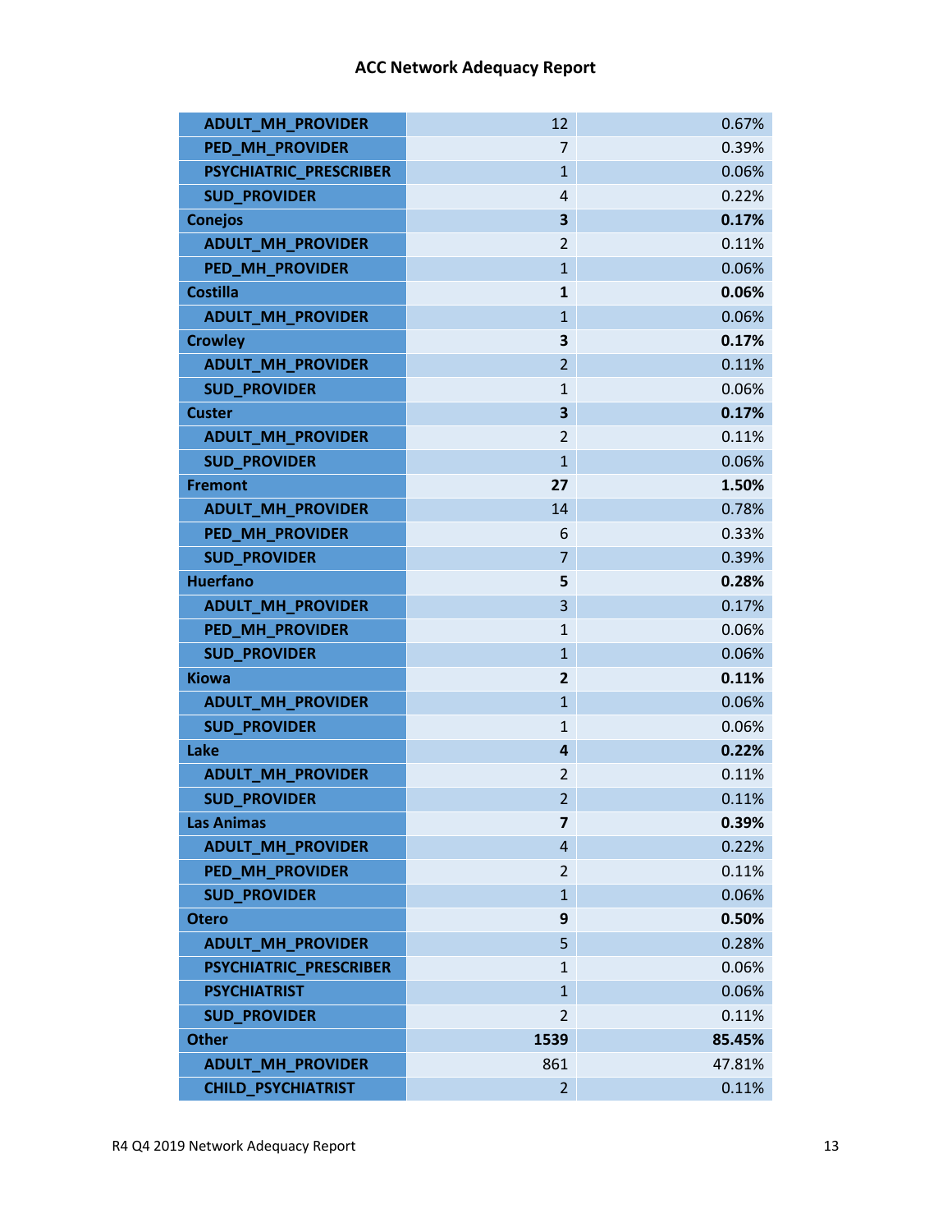| ADULT_MH_PROVIDER | 12 | 0.67% |
|---|---|---|
| PED_MH_PROVIDER | 7 | 0.39% |
| PSYCHIATRIC_PRESCRIBER | 1 | 0.06% |
| SUD_PROVIDER | 4 | 0.22% |
| **Conejos** | **3** | **0.17%** |
| ADULT_MH_PROVIDER | 2 | 0.11% |
| PED_MH_PROVIDER | 1 | 0.06% |
| **Costilla** | **1** | **0.06%** |
| ADULT_MH_PROVIDER | 1 | 0.06% |
| **Crowley** | **3** | **0.17%** |
| ADULT_MH_PROVIDER | 2 | 0.11% |
| SUD_PROVIDER | 1 | 0.06% |
| **Custer** | **3** | **0.17%** |
| ADULT_MH_PROVIDER | 2 | 0.11% |
| SUD_PROVIDER | 1 | 0.06% |
| **Fremont** | **27** | **1.50%** |
| ADULT_MH_PROVIDER | 14 | 0.78% |
| PED_MH_PROVIDER | 6 | 0.33% |
| SUD_PROVIDER | 7 | 0.39% |
| **Huerfano** | **5** | **0.28%** |
| ADULT_MH_PROVIDER | 3 | 0.17% |
| PED_MH_PROVIDER | 1 | 0.06% |
| SUD_PROVIDER | 1 | 0.06% |
| **Kiowa** | **2** | **0.11%** |
| ADULT_MH_PROVIDER | 1 | 0.06% |
| SUD_PROVIDER | 1 | 0.06% |
| **Lake** | **4** | **0.22%** |
| ADULT_MH_PROVIDER | 2 | 0.11% |
| SUD_PROVIDER | 2 | 0.11% |
| **Las Animas** | **7** | **0.39%** |
| ADULT_MH_PROVIDER | 4 | 0.22% |
| PED_MH_PROVIDER | 2 | 0.11% |
| SUD_PROVIDER | 1 | 0.06% |
| **Otero** | **9** | **0.50%** |
| ADULT_MH_PROVIDER | 5 | 0.28% |
| PSYCHIATRIC_PRESCRIBER | 1 | 0.06% |
| PSYCHIATRIST | 1 | 0.06% |
| SUD_PROVIDER | 2 | 0.11% |
| **Other** | **1539** | **85.45%** |
| ADULT_MH_PROVIDER | 861 | 47.81% |
| CHILD_PSYCHIATRIST | 2 | 0.11% |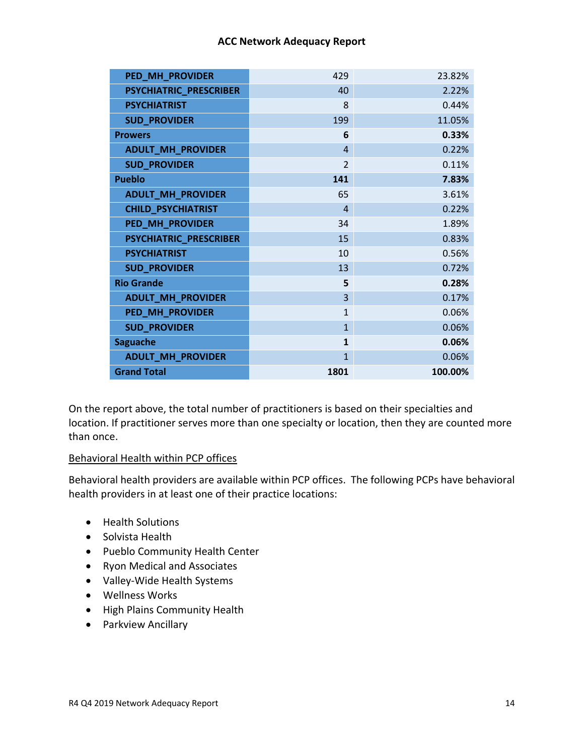| | | |
|---|---|---|
| **PED_MH_PROVIDER** | 429 | 23.82% |
| **PSYCHIATRIC_PRESCRIBER** | 40 | 2.22% |
| **PSYCHIATRIST** | 8 | 0.44% |
| **SUD_PROVIDER** | 199 | 11.05% |
| **Prowers** | **6** | **0.33%** |
| **ADULT_MH_PROVIDER** | 4 | 0.22% |
| **SUD_PROVIDER** | 2 | 0.11% |
| **Pueblo** | **141** | **7.83%** |
| **ADULT_MH_PROVIDER** | 65 | 3.61% |
| **CHILD_PSYCHIATRIST** | 4 | 0.22% |
| **PED_MH_PROVIDER** | 34 | 1.89% |
| **PSYCHIATRIC_PRESCRIBER** | 15 | 0.83% |
| **PSYCHIATRIST** | 10 | 0.56% |
| **SUD_PROVIDER** | 13 | 0.72% |
| **Rio Grande** | **5** | **0.28%** |
| **ADULT_MH_PROVIDER** | 3 | 0.17% |
| **PED_MH_PROVIDER** | 1 | 0.06% |
| **SUD_PROVIDER** | 1 | 0.06% |
| **Saguache** | **1** | **0.06%** |
| **ADULT_MH_PROVIDER** | 1 | 0.06% |
| **Grand Total** | **1801** | **100.00%** |

On the report above, the total number of practitioners is based on their specialties and location. If practitioner serves more than one specialty or location, then they are counted more than once.

Behavioral Health within PCP offices

Behavioral health providers are available within PCP offices. The following PCPs have behavioral health providers in at least one of their practice locations:

- Health Solutions
- Solvista Health
- Pueblo Community Health Center
- Ryon Medical and Associates
- Valley-Wide Health Systems
- Wellness Works
- High Plains Community Health
- Parkview Ancillary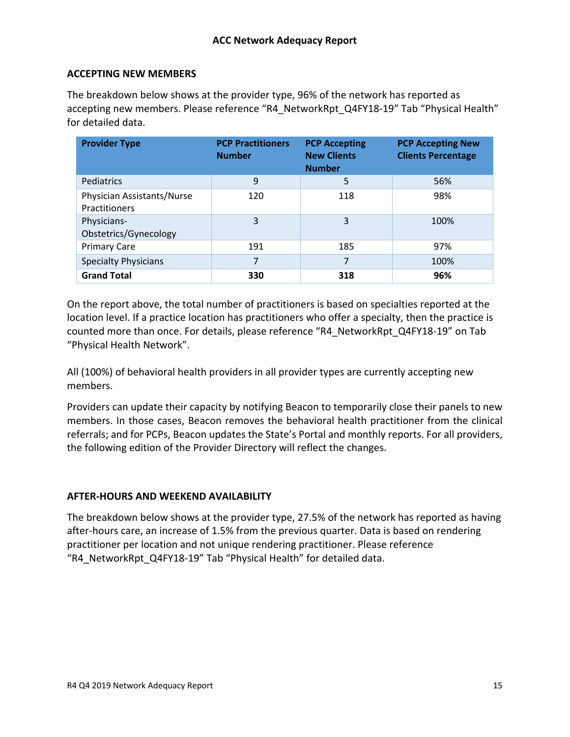## ACCEPTING NEW MEMBERS

The breakdown below shows at the provider type, 96% of the network has reported as accepting new members. Please reference "R4_NetworkRpt_Q4FY18-19" Tab "Physical Health" for detailed data.

| Provider Type | PCP Practitioners Number | PCP Accepting New Clients Number | PCP Accepting New Clients Percentage |
|---|---|---|---|
| Pediatrics | 9 | 5 | 56% |
| Physician Assistants/Nurse Practitioners | 120 | 118 | 98% |
| Physicians-Obstetrics/Gynecology | 3 | 3 | 100% |
| Primary Care | 191 | 185 | 97% |
| Specialty Physicians | 7 | 7 | 100% |
| **Grand Total** | **330** | **318** | **96%** |

On the report above, the total number of practitioners is based on specialties reported at the location level. If a practice location has practitioners who offer a specialty, then the practice is counted more than once. For details, please reference "R4_NetworkRpt_Q4FY18-19" on Tab "Physical Health Network".

All (100%) of behavioral health providers in all provider types are currently accepting new members.

Providers can update their capacity by notifying Beacon to temporarily close their panels to new members. In those cases, Beacon removes the behavioral health practitioner from the clinical referrals; and for PCPs, Beacon updates the State's Portal and monthly reports. For all providers, the following edition of the Provider Directory will reflect the changes.

## AFTER-HOURS AND WEEKEND AVAILABILITY

The breakdown below shows at the provider type, 27.5% of the network has reported as having after-hours care, an increase of 1.5% from the previous quarter. Data is based on rendering practitioner per location and not unique rendering practitioner. Please reference "R4_NetworkRpt_Q4FY18-19" Tab "Physical Health" for detailed data.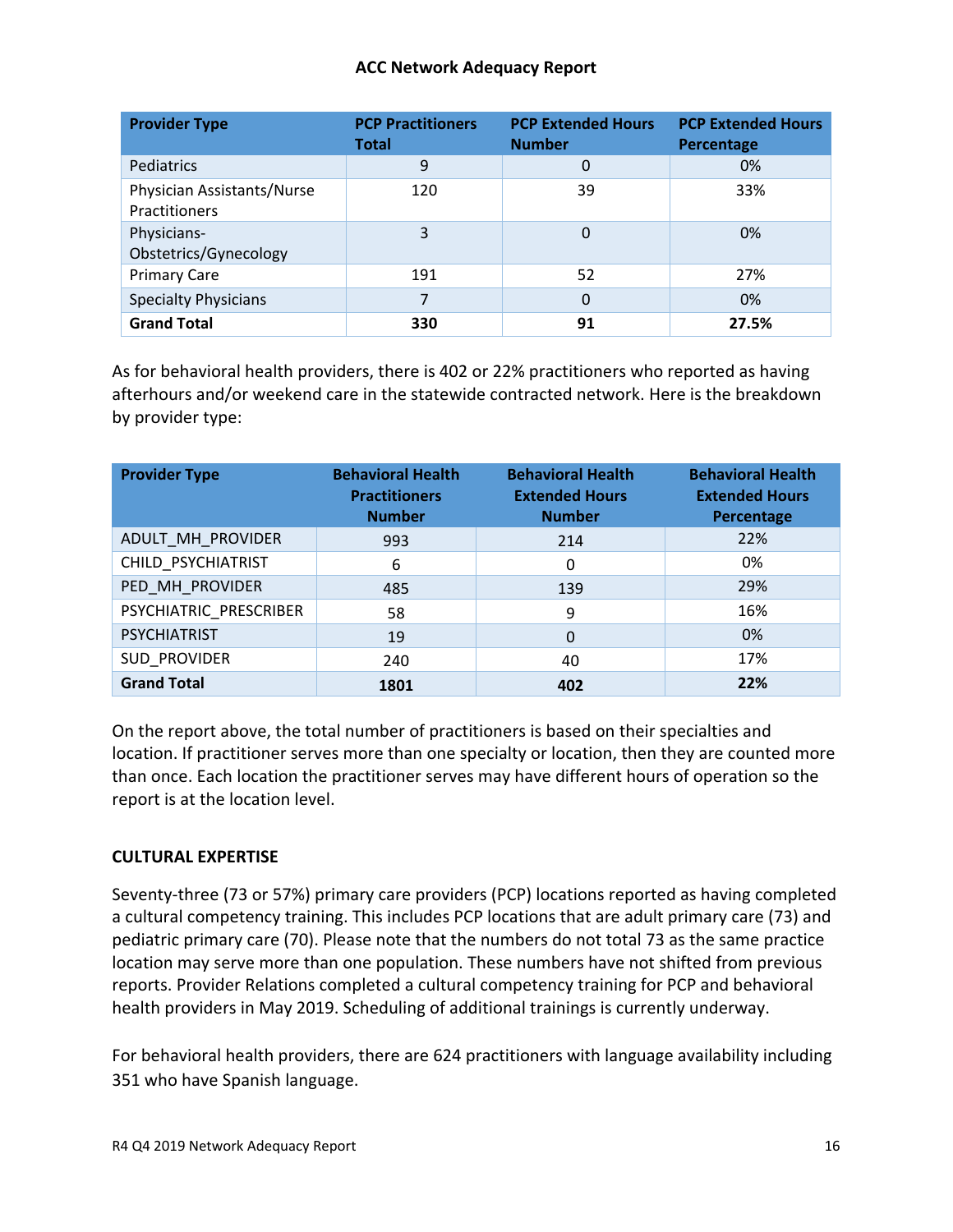| Provider Type | PCP Practitioners Total | PCP Extended Hours Number | PCP Extended Hours Percentage |
|---|---|---|---|
| Pediatrics | 9 | 0 | 0% |
| Physician Assistants/Nurse Practitioners | 120 | 39 | 33% |
| Physicians-Obstetrics/Gynecology | 3 | 0 | 0% |
| Primary Care | 191 | 52 | 27% |
| Specialty Physicians | 7 | 0 | 0% |
| **Grand Total** | **330** | **91** | **27.5%** |

As for behavioral health providers, there is 402 or 22% practitioners who reported as having afterhours and/or weekend care in the statewide contracted network. Here is the breakdown by provider type:

| Provider Type | Behavioral Health Practitioners Number | Behavioral Health Extended Hours Number | Behavioral Health Extended Hours Percentage |
|---|---|---|---|
| ADULT_MH_PROVIDER | 993 | 214 | 22% |
| CHILD_PSYCHIATRIST | 6 | 0 | 0% |
| PED_MH_PROVIDER | 485 | 139 | 29% |
| PSYCHIATRIC_PRESCRIBER | 58 | 9 | 16% |
| PSYCHIATRIST | 19 | 0 | 0% |
| SUD_PROVIDER | 240 | 40 | 17% |
| **Grand Total** | **1801** | **402** | **22%** |

On the report above, the total number of practitioners is based on their specialties and location. If practitioner serves more than one specialty or location, then they are counted more than once. Each location the practitioner serves may have different hours of operation so the report is at the location level.

### CULTURAL EXPERTISE

Seventy-three (73 or 57%) primary care providers (PCP) locations reported as having completed a cultural competency training. This includes PCP locations that are adult primary care (73) and pediatric primary care (70). Please note that the numbers do not total 73 as the same practice location may serve more than one population. These numbers have not shifted from previous reports. Provider Relations completed a cultural competency training for PCP and behavioral health providers in May 2019. Scheduling of additional trainings is currently underway.

For behavioral health providers, there are 624 practitioners with language availability including 351 who have Spanish language.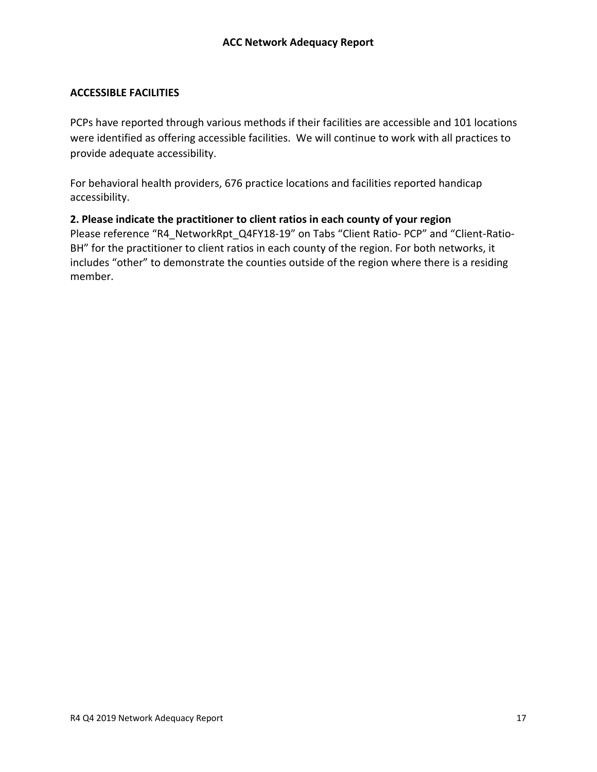## ACCESSIBLE FACILITIES

PCPs have reported through various methods if their facilities are accessible and 101 locations were identified as offering accessible facilities. We will continue to work with all practices to provide adequate accessibility.

For behavioral health providers, 676 practice locations and facilities reported handicap accessibility.

**2. Please indicate the practitioner to client ratios in each county of your region**

Please reference "R4_NetworkRpt_Q4FY18-19" on Tabs "Client Ratio- PCP" and "Client-Ratio-BH" for the practitioner to client ratios in each county of the region. For both networks, it includes "other" to demonstrate the counties outside of the region where there is a residing member.